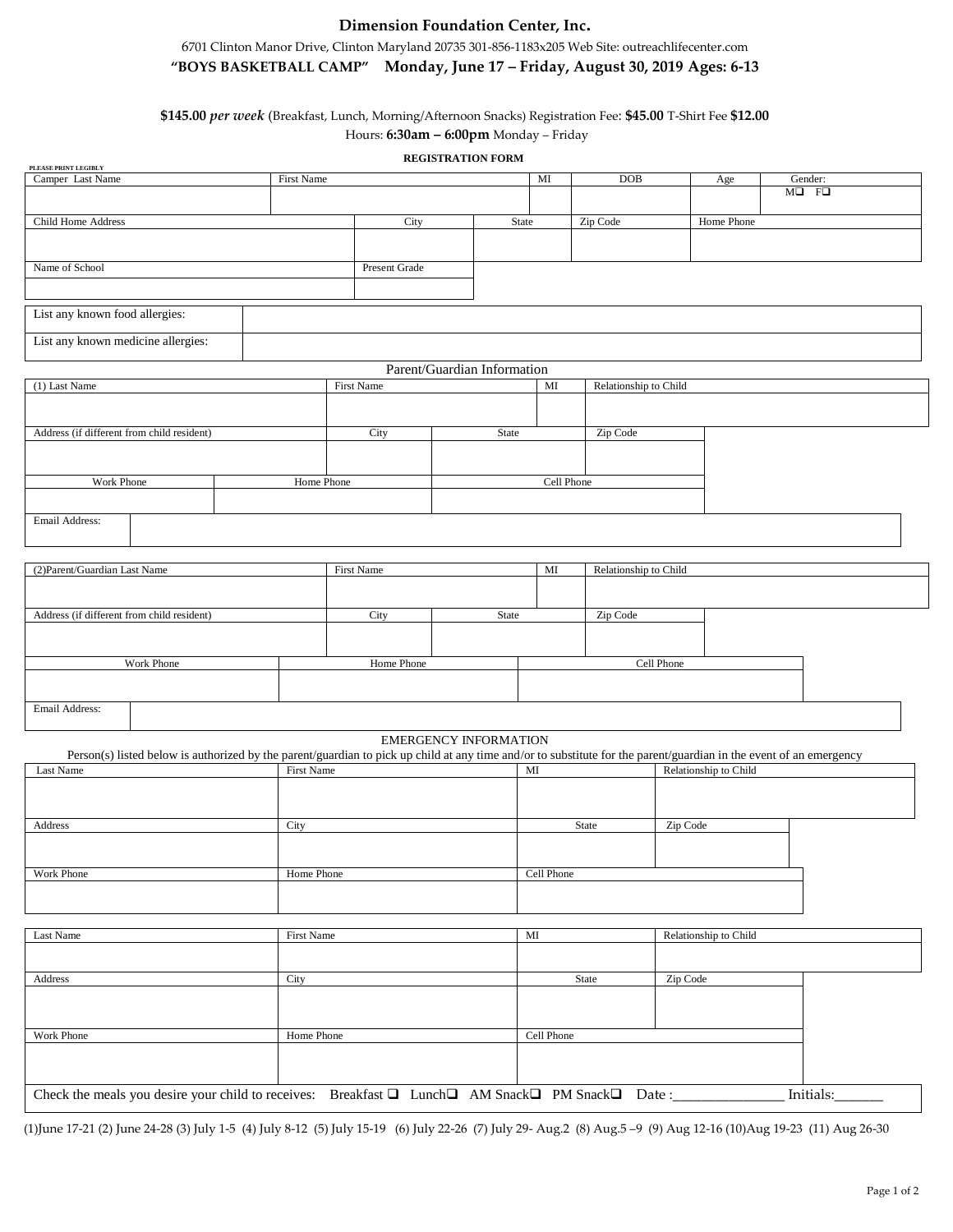# Dimension Foundation Center, Inc.

6701 Clinton Manor Drive, Clinton Maryland 20735 301-856-1183x205 Web Site: outreachlifecenter.com

**"BOYS BASKETBALL CAMP" Monday, June 17 – Friday, August 30, 2019 Ages: 6-13**

**$145.00** ***per week*** (Breakfast, Lunch, Morning/Afternoon Snacks) Registration Fee: **$45.00** T-Shirt Fee **$12.00**

Hours: **6:30am – 6:00pm** Monday – Friday

**REGISTRATION FORM**

PLEASE PRINT LEGIBLY

| Camper Last Name | First Name | MI | DOB | Age | Gender: |
|---|---|---|---|---|---|
| | | | | | M❑ F❑ |

| Child Home Address | City | State | Zip Code | Home Phone |
|---|---|---|---|---|
| | | | | |

| Name of School | Present Grade |
|---|---|
| | |

| | |
|---|---|
| List any known food allergies: | |
| List any known medicine allergies: | |

Parent/Guardian Information

| (1) Last Name | First Name | MI | Relationship to Child |
|---|---|---|---|
| | | | |

| Address (if different from child resident) | City | State | Zip Code |
|---|---|---|---|
| | | | |

| Work Phone | Home Phone | Cell Phone |
|---|---|---|
| | | |

| Email Address: | |
|---|---|

| (2)Parent/Guardian Last Name | First Name | MI | Relationship to Child |
|---|---|---|---|
| | | | |

| Address (if different from child resident) | City | State | Zip Code |
|---|---|---|---|
| | | | |

| Work Phone | Home Phone | Cell Phone |
|---|---|---|
| | | |

| Email Address: | |
|---|---|

EMERGENCY INFORMATION

Person(s) listed below is authorized by the parent/guardian to pick up child at any time and/or to substitute for the parent/guardian in the event of an emergency

| Last Name | First Name | MI | Relationship to Child |
|---|---|---|---|
| | | | |

| Address | City | State | Zip Code |
|---|---|---|---|
| | | | |

| Work Phone | Home Phone | Cell Phone |
|---|---|---|
| | | |

| Last Name | First Name | MI | Relationship to Child |
|---|---|---|---|
| | | | |

| Address | City | State | Zip Code |
|---|---|---|---|
| | | | |

| Work Phone | Home Phone | Cell Phone |
|---|---|---|
| | | |

Check the meals you desire your child to receives: Breakfast ❑ Lunch❑ AM Snack❑ PM Snack❑ Date :_______________ Initials:______

(1)June 17-21 (2) June 24-28 (3) July 1-5 (4) July 8-12 (5) July 15-19 (6) July 22-26 (7) July 29- Aug.2 (8) Aug.5 –9 (9) Aug 12-16 (10)Aug 19-23 (11) Aug 26-30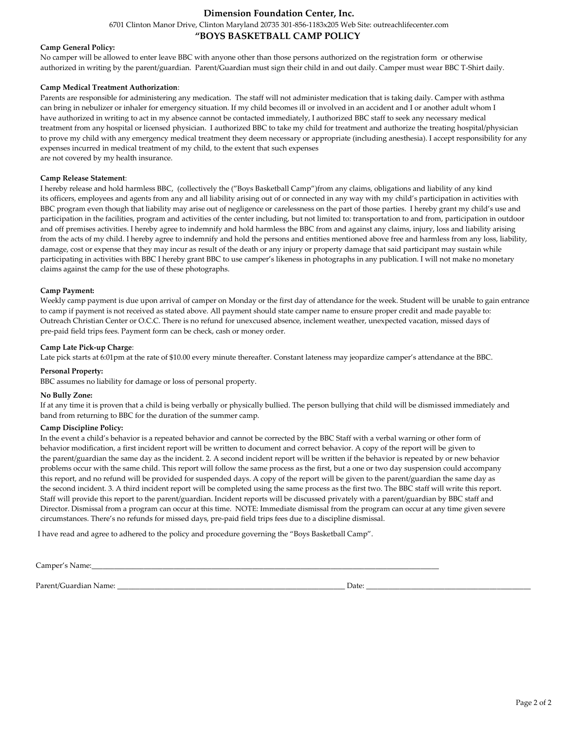# Dimension Foundation Center, Inc.

6701 Clinton Manor Drive, Clinton Maryland 20735 301-856-1183x205 Web Site: outreachlifecenter.com

## "BOYS BASKETBALL CAMP POLICY

**Camp General Policy:**

No camper will be allowed to enter leave BBC with anyone other than those persons authorized on the registration form or otherwise authorized in writing by the parent/guardian. Parent/Guardian must sign their child in and out daily. Camper must wear BBC T-Shirt daily.

**Camp Medical Treatment Authorization**:

Parents are responsible for administering any medication. The staff will not administer medication that is taking daily. Camper with asthma can bring in nebulizer or inhaler for emergency situation. If my child becomes ill or involved in an accident and I or another adult whom I have authorized in writing to act in my absence cannot be contacted immediately, I authorized BBC staff to seek any necessary medical treatment from any hospital or licensed physician. I authorized BBC to take my child for treatment and authorize the treating hospital/physician to prove my child with any emergency medical treatment they deem necessary or appropriate (including anesthesia). I accept responsibility for any expenses incurred in medical treatment of my child, to the extent that such expenses are not covered by my health insurance.

**Camp Release Statement**:

I hereby release and hold harmless BBC, (collectively the ("Boys Basketball Camp")from any claims, obligations and liability of any kind its officers, employees and agents from any and all liability arising out of or connected in any way with my child's participation in activities with BBC program even though that liability may arise out of negligence or carelessness on the part of those parties. I hereby grant my child's use and participation in the facilities, program and activities of the center including, but not limited to: transportation to and from, participation in outdoor and off premises activities. I hereby agree to indemnify and hold harmless the BBC from and against any claims, injury, loss and liability arising from the acts of my child. I hereby agree to indemnify and hold the persons and entities mentioned above free and harmless from any loss, liability, damage, cost or expense that they may incur as result of the death or any injury or property damage that said participant may sustain while participating in activities with BBC I hereby grant BBC to use camper's likeness in photographs in any publication. I will not make no monetary claims against the camp for the use of these photographs.

**Camp Payment:**

Weekly camp payment is due upon arrival of camper on Monday or the first day of attendance for the week. Student will be unable to gain entrance to camp if payment is not received as stated above. All payment should state camper name to ensure proper credit and made payable to: Outreach Christian Center or O.C.C. There is no refund for unexcused absence, inclement weather, unexpected vacation, missed days of pre-paid field trips fees. Payment form can be check, cash or money order.

**Camp Late Pick-up Charge**:

Late pick starts at 6:01pm at the rate of $10.00 every minute thereafter. Constant lateness may jeopardize camper's attendance at the BBC.

**Personal Property:**

BBC assumes no liability for damage or loss of personal property.

**No Bully Zone:**

If at any time it is proven that a child is being verbally or physically bullied. The person bullying that child will be dismissed immediately and band from returning to BBC for the duration of the summer camp.

**Camp Discipline Policy:**

In the event a child's behavior is a repeated behavior and cannot be corrected by the BBC Staff with a verbal warning or other form of behavior modification, a first incident report will be written to document and correct behavior. A copy of the report will be given to the parent/guardian the same day as the incident. 2. A second incident report will be written if the behavior is repeated by or new behavior problems occur with the same child. This report will follow the same process as the first, but a one or two day suspension could accompany this report, and no refund will be provided for suspended days. A copy of the report will be given to the parent/guardian the same day as the second incident. 3. A third incident report will be completed using the same process as the first two. The BBC staff will write this report. Staff will provide this report to the parent/guardian. Incident reports will be discussed privately with a parent/guardian by BBC staff and Director. Dismissal from a program can occur at this time. NOTE: Immediate dismissal from the program can occur at any time given severe circumstances. There's no refunds for missed days, pre-paid field trips fees due to a discipline dismissal.

I have read and agree to adhered to the policy and procedure governing the "Boys Basketball Camp".

Camper's Name:______________________________________________________________________________

Parent/Guardian Name: ________________________________________________ Date: ___________________________________